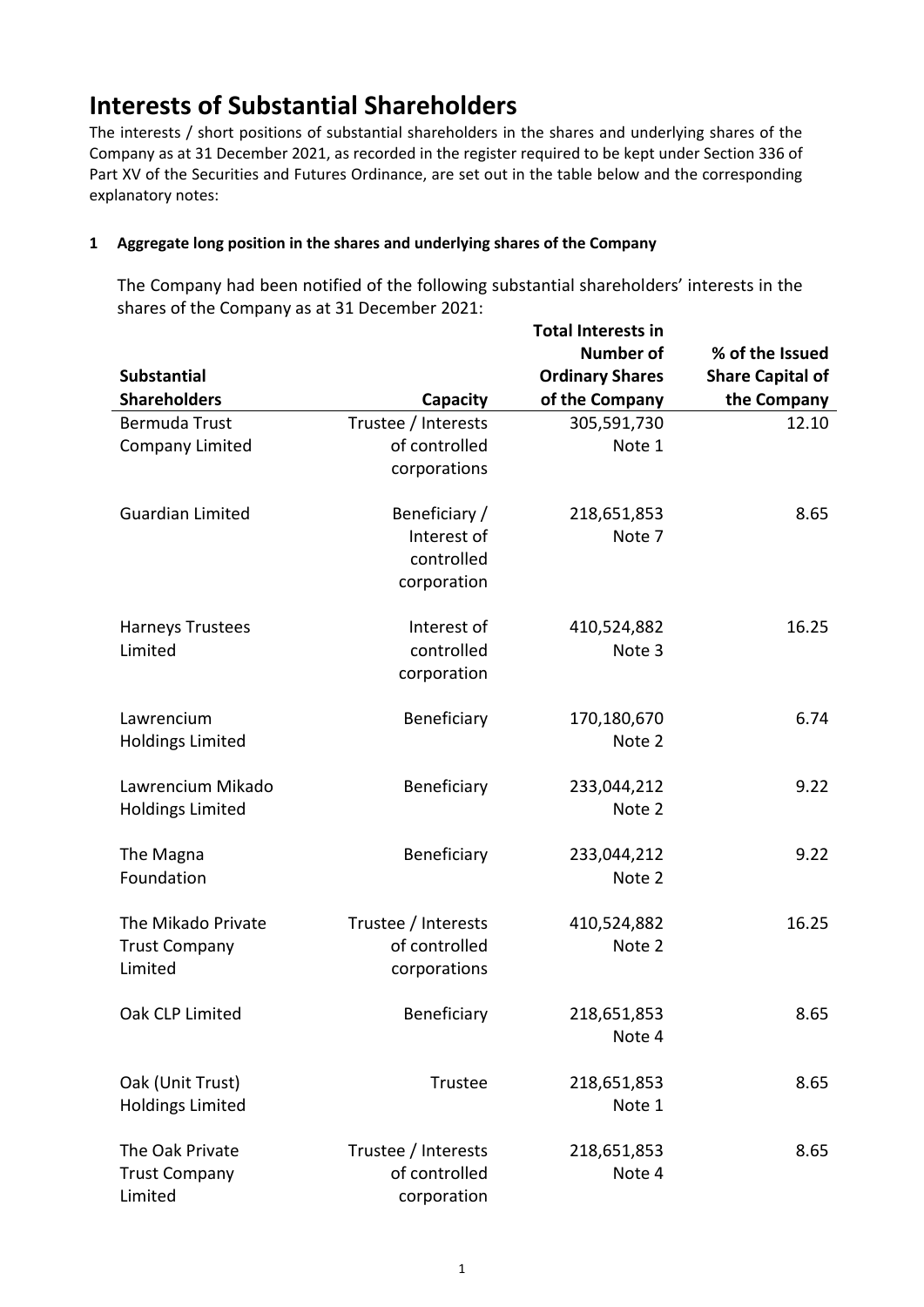# Interests of Substantial Shareholders

The interests / short positions of substantial shareholders in the shares and underlying shares of the Company as at 31 December 2021, as recorded in the register required to be kept under Section 336 of Part XV of the Securities and Futures Ordinance, are set out in the table below and the corresponding explanatory notes:

**1 Aggregate long position in the shares and underlying shares of the Company**

The Company had been notified of the following substantial shareholders' interests in the shares of the Company as at 31 December 2021:

| Substantial Shareholders | Capacity | Total Interests in Number of Ordinary Shares of the Company | % of the Issued Share Capital of the Company |
|---|---|---|---|
| Bermuda Trust Company Limited | Trustee / Interests of controlled corporations | 305,591,730 Note 1 | 12.10 |
| Guardian Limited | Beneficiary / Interest of controlled corporation | 218,651,853 Note 7 | 8.65 |
| Harneys Trustees Limited | Interest of controlled corporation | 410,524,882 Note 3 | 16.25 |
| Lawrencium Holdings Limited | Beneficiary | 170,180,670 Note 2 | 6.74 |
| Lawrencium Mikado Holdings Limited | Beneficiary | 233,044,212 Note 2 | 9.22 |
| The Magna Foundation | Beneficiary | 233,044,212 Note 2 | 9.22 |
| The Mikado Private Trust Company Limited | Trustee / Interests of controlled corporations | 410,524,882 Note 2 | 16.25 |
| Oak CLP Limited | Beneficiary | 218,651,853 Note 4 | 8.65 |
| Oak (Unit Trust) Holdings Limited | Trustee | 218,651,853 Note 1 | 8.65 |
| The Oak Private Trust Company Limited | Trustee / Interests of controlled corporation | 218,651,853 Note 4 | 8.65 |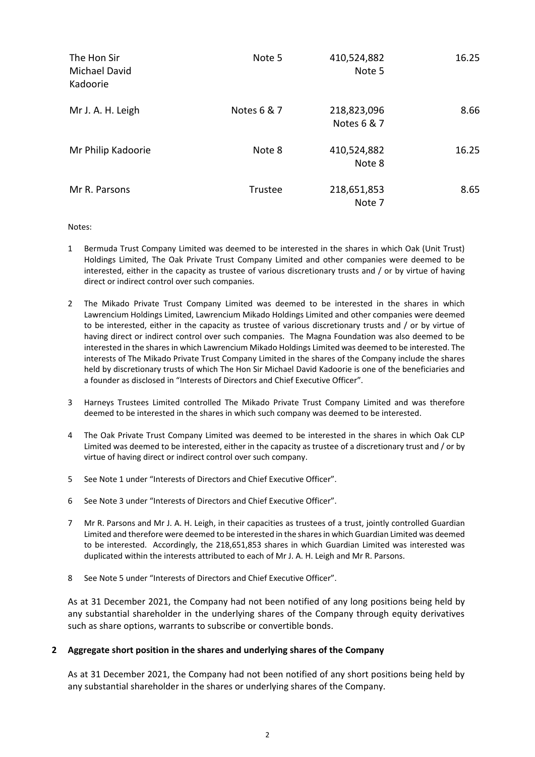| | | | |
|---|---|---|---|
| The Hon Sir Michael David Kadoorie | Note 5 | 410,524,882 Note 5 | 16.25 |
| Mr J. A. H. Leigh | Notes 6 & 7 | 218,823,096 Notes 6 & 7 | 8.66 |
| Mr Philip Kadoorie | Note 8 | 410,524,882 Note 8 | 16.25 |
| Mr R. Parsons | Trustee | 218,651,853 Note 7 | 8.65 |

Notes:

1. Bermuda Trust Company Limited was deemed to be interested in the shares in which Oak (Unit Trust) Holdings Limited, The Oak Private Trust Company Limited and other companies were deemed to be interested, either in the capacity as trustee of various discretionary trusts and / or by virtue of having direct or indirect control over such companies.

2. The Mikado Private Trust Company Limited was deemed to be interested in the shares in which Lawrencium Holdings Limited, Lawrencium Mikado Holdings Limited and other companies were deemed to be interested, either in the capacity as trustee of various discretionary trusts and / or by virtue of having direct or indirect control over such companies. The Magna Foundation was also deemed to be interested in the shares in which Lawrencium Mikado Holdings Limited was deemed to be interested. The interests of The Mikado Private Trust Company Limited in the shares of the Company include the shares held by discretionary trusts of which The Hon Sir Michael David Kadoorie is one of the beneficiaries and a founder as disclosed in "Interests of Directors and Chief Executive Officer".

3. Harneys Trustees Limited controlled The Mikado Private Trust Company Limited and was therefore deemed to be interested in the shares in which such company was deemed to be interested.

4. The Oak Private Trust Company Limited was deemed to be interested in the shares in which Oak CLP Limited was deemed to be interested, either in the capacity as trustee of a discretionary trust and / or by virtue of having direct or indirect control over such company.

5. See Note 1 under "Interests of Directors and Chief Executive Officer".

6. See Note 3 under "Interests of Directors and Chief Executive Officer".

7. Mr R. Parsons and Mr J. A. H. Leigh, in their capacities as trustees of a trust, jointly controlled Guardian Limited and therefore were deemed to be interested in the shares in which Guardian Limited was deemed to be interested. Accordingly, the 218,651,853 shares in which Guardian Limited was interested was duplicated within the interests attributed to each of Mr J. A. H. Leigh and Mr R. Parsons.

8. See Note 5 under "Interests of Directors and Chief Executive Officer".

As at 31 December 2021, the Company had not been notified of any long positions being held by any substantial shareholder in the underlying shares of the Company through equity derivatives such as share options, warrants to subscribe or convertible bonds.

**2 Aggregate short position in the shares and underlying shares of the Company**

As at 31 December 2021, the Company had not been notified of any short positions being held by any substantial shareholder in the shares or underlying shares of the Company.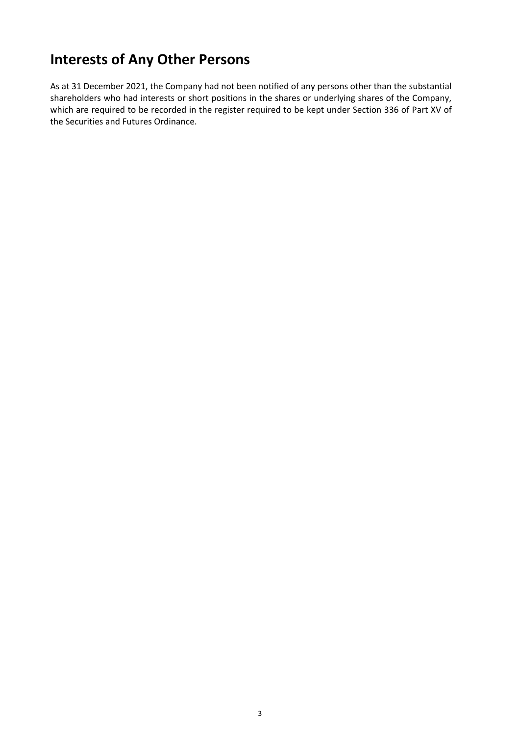## Interests of Any Other Persons

As at 31 December 2021, the Company had not been notified of any persons other than the substantial shareholders who had interests or short positions in the shares or underlying shares of the Company, which are required to be recorded in the register required to be kept under Section 336 of Part XV of the Securities and Futures Ordinance.